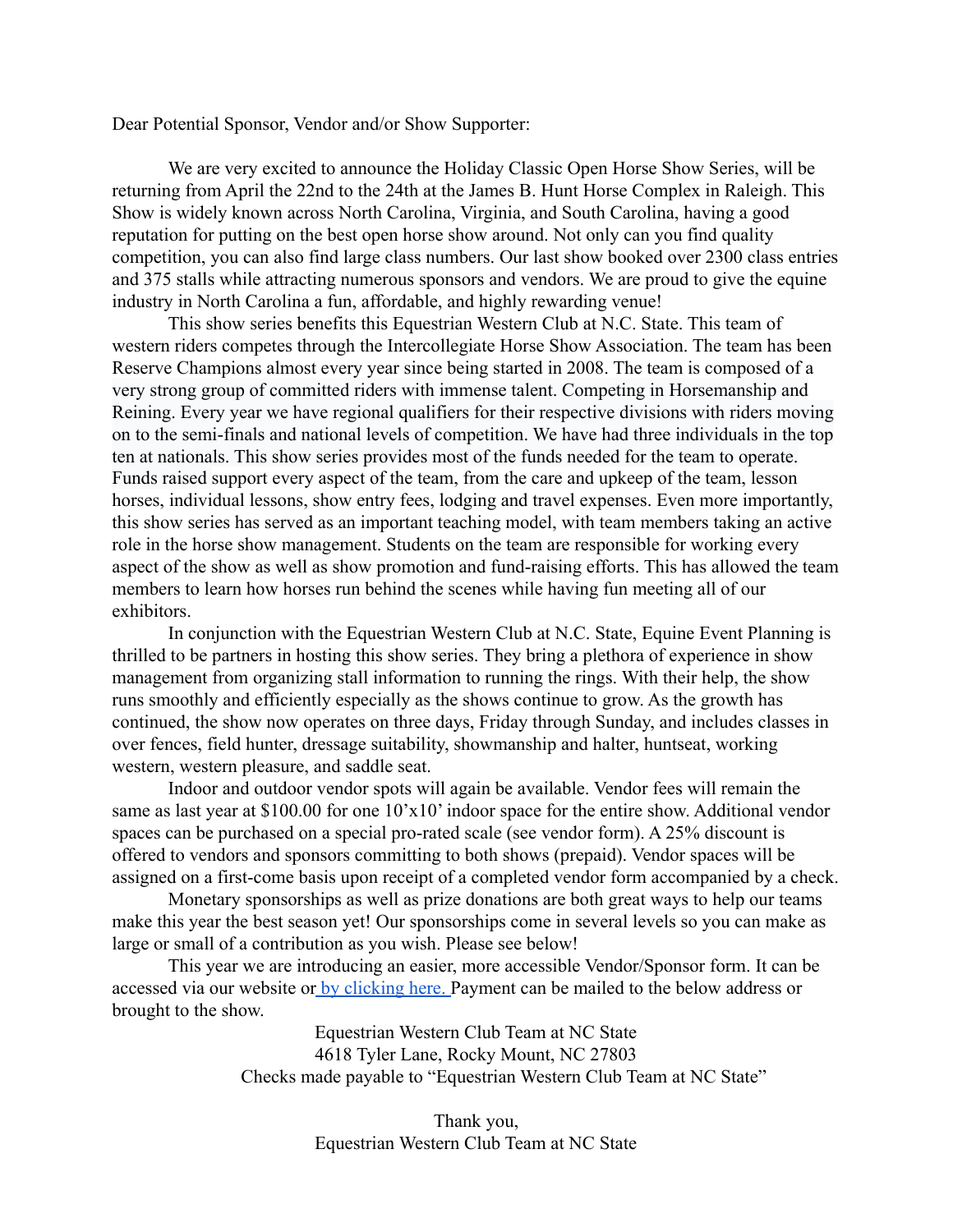Dear Potential Sponsor, Vendor and/or Show Supporter:

We are very excited to announce the Holiday Classic Open Horse Show Series, will be returning from April the 22nd to the 24th at the James B. Hunt Horse Complex in Raleigh. This Show is widely known across North Carolina, Virginia, and South Carolina, having a good reputation for putting on the best open horse show around. Not only can you find quality competition, you can also find large class numbers. Our last show booked over 2300 class entries and 375 stalls while attracting numerous sponsors and vendors. We are proud to give the equine industry in North Carolina a fun, affordable, and highly rewarding venue!

This show series benefits this Equestrian Western Club at N.C. State. This team of western riders competes through the Intercollegiate Horse Show Association. The team has been Reserve Champions almost every year since being started in 2008. The team is composed of a very strong group of committed riders with immense talent. Competing in Horsemanship and Reining. Every year we have regional qualifiers for their respective divisions with riders moving on to the semi-finals and national levels of competition. We have had three individuals in the top ten at nationals. This show series provides most of the funds needed for the team to operate. Funds raised support every aspect of the team, from the care and upkeep of the team, lesson horses, individual lessons, show entry fees, lodging and travel expenses. Even more importantly, this show series has served as an important teaching model, with team members taking an active role in the horse show management. Students on the team are responsible for working every aspect of the show as well as show promotion and fund-raising efforts. This has allowed the team members to learn how horses run behind the scenes while having fun meeting all of our exhibitors.

In conjunction with the Equestrian Western Club at N.C. State, Equine Event Planning is thrilled to be partners in hosting this show series. They bring a plethora of experience in show management from organizing stall information to running the rings. With their help, the show runs smoothly and efficiently especially as the shows continue to grow. As the growth has continued, the show now operates on three days, Friday through Sunday, and includes classes in over fences, field hunter, dressage suitability, showmanship and halter, huntseat, working western, western pleasure, and saddle seat.

Indoor and outdoor vendor spots will again be available. Vendor fees will remain the same as last year at $100.00 for one 10'x10' indoor space for the entire show. Additional vendor spaces can be purchased on a special pro-rated scale (see vendor form). A 25% discount is offered to vendors and sponsors committing to both shows (prepaid). Vendor spaces will be assigned on a first-come basis upon receipt of a completed vendor form accompanied by a check.

Monetary sponsorships as well as prize donations are both great ways to help our teams make this year the best season yet! Our sponsorships come in several levels so you can make as large or small of a contribution as you wish. Please see below!

This year we are introducing an easier, more accessible Vendor/Sponsor form. It can be accessed via our website or by clicking here. Payment can be mailed to the below address or brought to the show.

Equestrian Western Club Team at NC State
4618 Tyler Lane, Rocky Mount, NC 27803
Checks made payable to "Equestrian Western Club Team at NC State"

Thank you,
Equestrian Western Club Team at NC State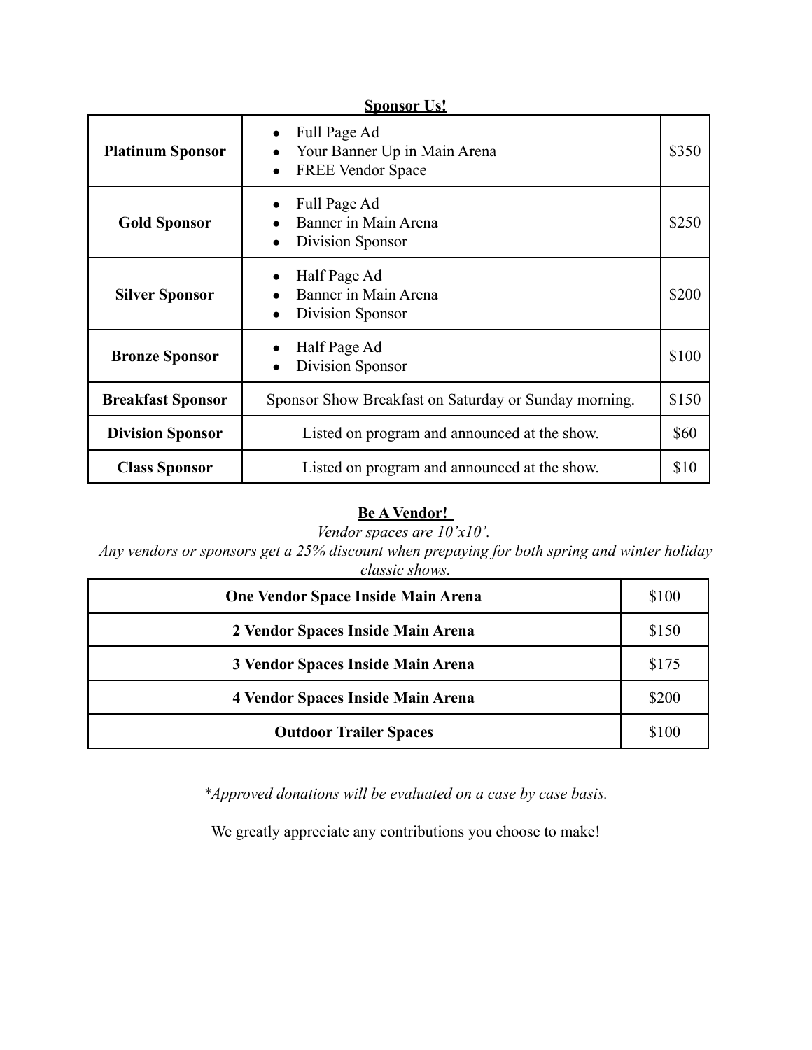**Sponsor Us!**

| | | |
|---|---|---|
| **Platinum Sponsor** | • Full Page Ad<br>• Your Banner Up in Main Arena<br>• FREE Vendor Space | $350 |
| **Gold Sponsor** | • Full Page Ad<br>• Banner in Main Arena<br>• Division Sponsor | $250 |
| **Silver Sponsor** | • Half Page Ad<br>• Banner in Main Arena<br>• Division Sponsor | $200 |
| **Bronze Sponsor** | • Half Page Ad<br>• Division Sponsor | $100 |
| **Breakfast Sponsor** | Sponsor Show Breakfast on Saturday or Sunday morning. | $150 |
| **Division Sponsor** | Listed on program and announced at the show. | $60 |
| **Class Sponsor** | Listed on program and announced at the show. | $10 |

**Be A Vendor!**

*Vendor spaces are 10'x10'.*

*Any vendors or sponsors get a 25% discount when prepaying for both spring and winter holiday classic shows.*

| | |
|---|---|
| **One Vendor Space Inside Main Arena** | $100 |
| **2 Vendor Spaces Inside Main Arena** | $150 |
| **3 Vendor Spaces Inside Main Arena** | $175 |
| **4 Vendor Spaces Inside Main Arena** | $200 |
| **Outdoor Trailer Spaces** | $100 |

*\*Approved donations will be evaluated on a case by case basis.*

We greatly appreciate any contributions you choose to make!